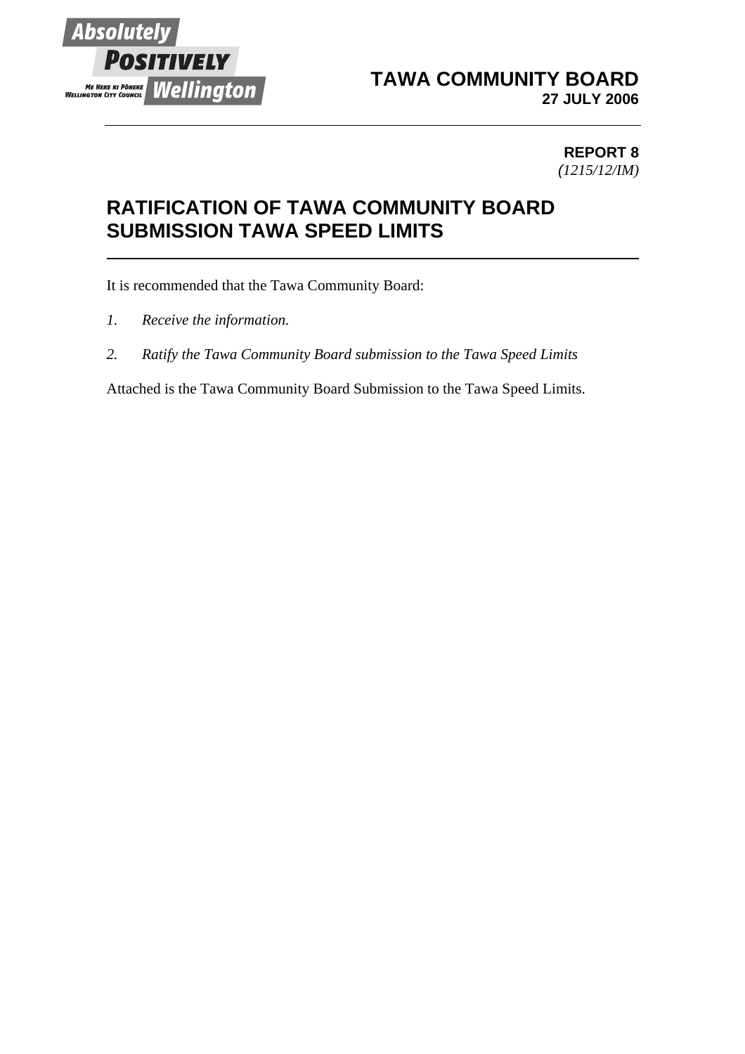**TAWA COMMUNITY BOARD**
**27 JULY 2006**

**REPORT 8**
*(1215/12/IM)*

# RATIFICATION OF TAWA COMMUNITY BOARD SUBMISSION TAWA SPEED LIMITS

It is recommended that the Tawa Community Board:

1. *Receive the information.*
2. *Ratify the Tawa Community Board submission to the Tawa Speed Limits*

Attached is the Tawa Community Board Submission to the Tawa Speed Limits.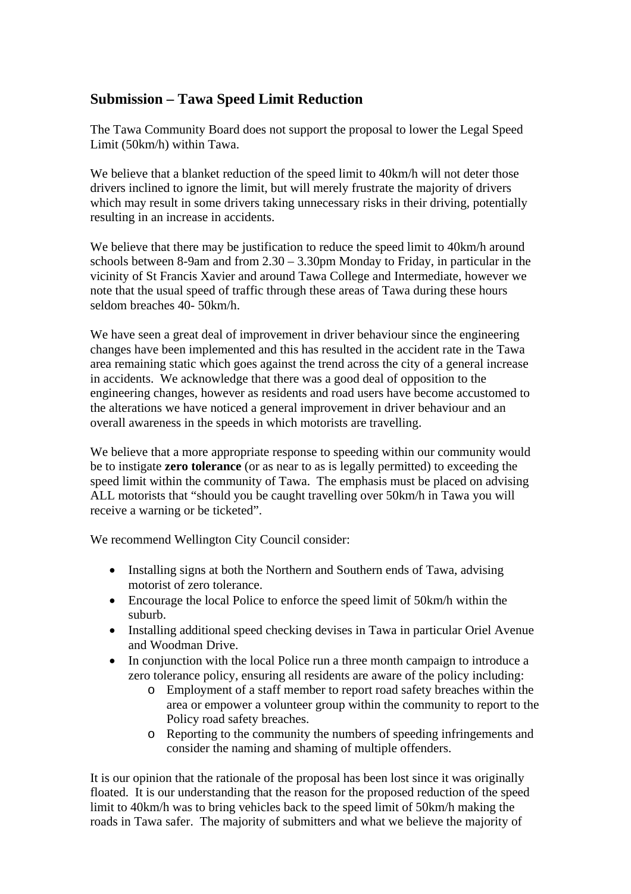## Submission – Tawa Speed Limit Reduction

The Tawa Community Board does not support the proposal to lower the Legal Speed Limit (50km/h) within Tawa.

We believe that a blanket reduction of the speed limit to 40km/h will not deter those drivers inclined to ignore the limit, but will merely frustrate the majority of drivers which may result in some drivers taking unnecessary risks in their driving, potentially resulting in an increase in accidents.

We believe that there may be justification to reduce the speed limit to 40km/h around schools between 8-9am and from 2.30 – 3.30pm Monday to Friday, in particular in the vicinity of St Francis Xavier and around Tawa College and Intermediate, however we note that the usual speed of traffic through these areas of Tawa during these hours seldom breaches 40- 50km/h.

We have seen a great deal of improvement in driver behaviour since the engineering changes have been implemented and this has resulted in the accident rate in the Tawa area remaining static which goes against the trend across the city of a general increase in accidents. We acknowledge that there was a good deal of opposition to the engineering changes, however as residents and road users have become accustomed to the alterations we have noticed a general improvement in driver behaviour and an overall awareness in the speeds in which motorists are travelling.

We believe that a more appropriate response to speeding within our community would be to instigate **zero tolerance** (or as near to as is legally permitted) to exceeding the speed limit within the community of Tawa. The emphasis must be placed on advising ALL motorists that "should you be caught travelling over 50km/h in Tawa you will receive a warning or be ticketed".

We recommend Wellington City Council consider:

- Installing signs at both the Northern and Southern ends of Tawa, advising motorist of zero tolerance.
- Encourage the local Police to enforce the speed limit of 50km/h within the suburb.
- Installing additional speed checking devises in Tawa in particular Oriel Avenue and Woodman Drive.
- In conjunction with the local Police run a three month campaign to introduce a zero tolerance policy, ensuring all residents are aware of the policy including:
    - Employment of a staff member to report road safety breaches within the area or empower a volunteer group within the community to report to the Policy road safety breaches.
    - Reporting to the community the numbers of speeding infringements and consider the naming and shaming of multiple offenders.

It is our opinion that the rationale of the proposal has been lost since it was originally floated. It is our understanding that the reason for the proposed reduction of the speed limit to 40km/h was to bring vehicles back to the speed limit of 50km/h making the roads in Tawa safer. The majority of submitters and what we believe the majority of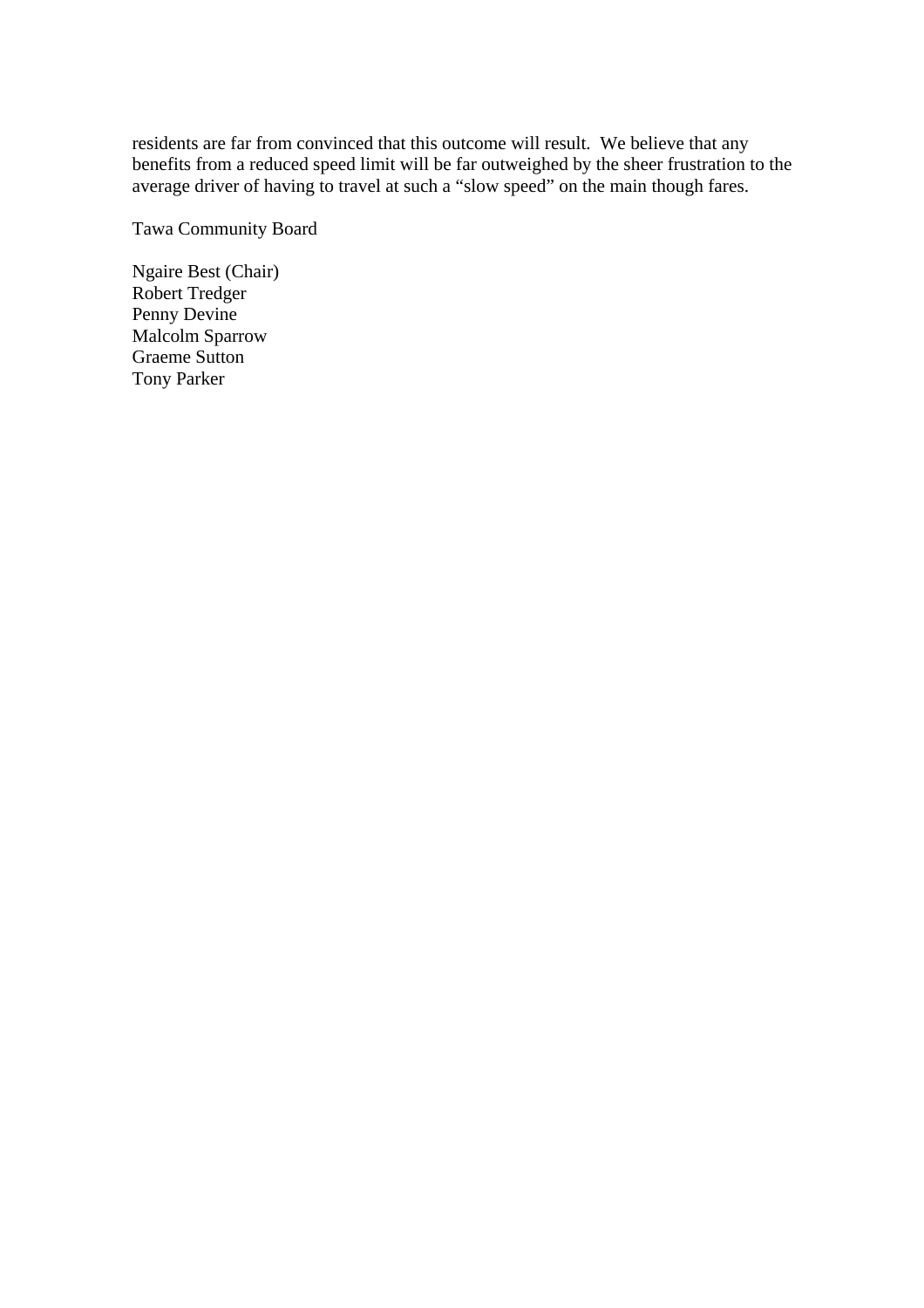residents are far from convinced that this outcome will result. We believe that any benefits from a reduced speed limit will be far outweighed by the sheer frustration to the average driver of having to travel at such a "slow speed" on the main though fares.

Tawa Community Board

Ngaire Best (Chair)
Robert Tredger
Penny Devine
Malcolm Sparrow
Graeme Sutton
Tony Parker